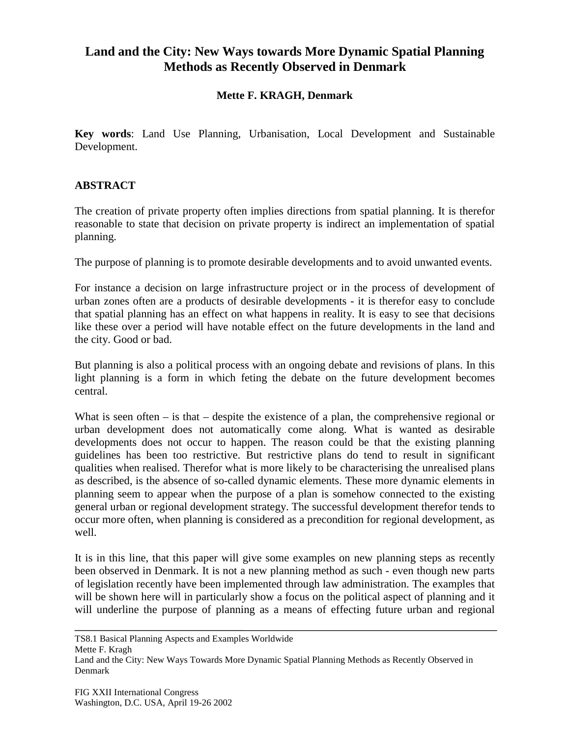# Land and the City: New Ways towards More Dynamic Spatial Planning Methods as Recently Observed in Denmark

**Mette F. KRAGH, Denmark**

**Key words**: Land Use Planning, Urbanisation, Local Development and Sustainable Development.

## ABSTRACT

The creation of private property often implies directions from spatial planning. It is therefor reasonable to state that decision on private property is indirect an implementation of spatial planning.

The purpose of planning is to promote desirable developments and to avoid unwanted events.

For instance a decision on large infrastructure project or in the process of development of urban zones often are a products of desirable developments - it is therefor easy to conclude that spatial planning has an effect on what happens in reality. It is easy to see that decisions like these over a period will have notable effect on the future developments in the land and the city. Good or bad.

But planning is also a political process with an ongoing debate and revisions of plans. In this light planning is a form in which feting the debate on the future development becomes central.

What is seen often – is that – despite the existence of a plan, the comprehensive regional or urban development does not automatically come along. What is wanted as desirable developments does not occur to happen. The reason could be that the existing planning guidelines has been too restrictive. But restrictive plans do tend to result in significant qualities when realised. Therefor what is more likely to be characterising the unrealised plans as described, is the absence of so-called dynamic elements. These more dynamic elements in planning seem to appear when the purpose of a plan is somehow connected to the existing general urban or regional development strategy. The successful development therefor tends to occur more often, when planning is considered as a precondition for regional development, as well.

It is in this line, that this paper will give some examples on new planning steps as recently been observed in Denmark. It is not a new planning method as such - even though new parts of legislation recently have been implemented through law administration. The examples that will be shown here will in particularly show a focus on the political aspect of planning and it will underline the purpose of planning as a means of effecting future urban and regional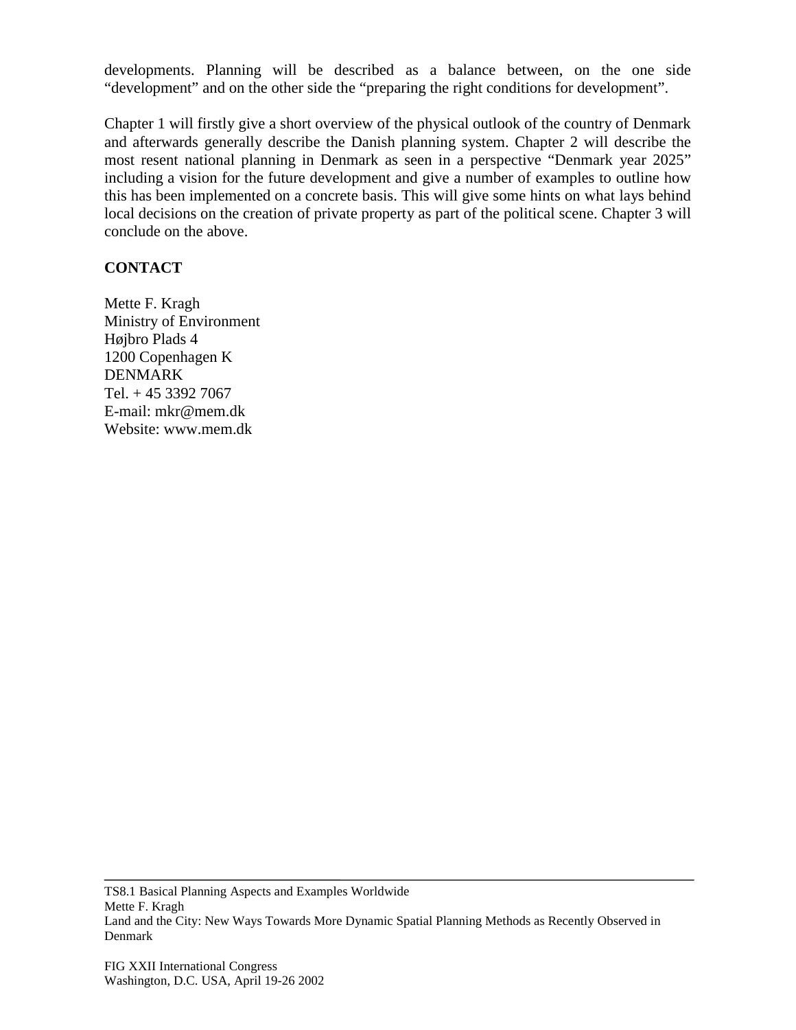developments. Planning will be described as a balance between, on the one side "development" and on the other side the "preparing the right conditions for development".

Chapter 1 will firstly give a short overview of the physical outlook of the country of Denmark and afterwards generally describe the Danish planning system. Chapter 2 will describe the most resent national planning in Denmark as seen in a perspective "Denmark year 2025" including a vision for the future development and give a number of examples to outline how this has been implemented on a concrete basis. This will give some hints on what lays behind local decisions on the creation of private property as part of the political scene. Chapter 3 will conclude on the above.

**CONTACT**

Mette F. Kragh
Ministry of Environment
Højbro Plads 4
1200 Copenhagen K
DENMARK
Tel. + 45 3392 7067
E-mail: mkr@mem.dk
Website: www.mem.dk